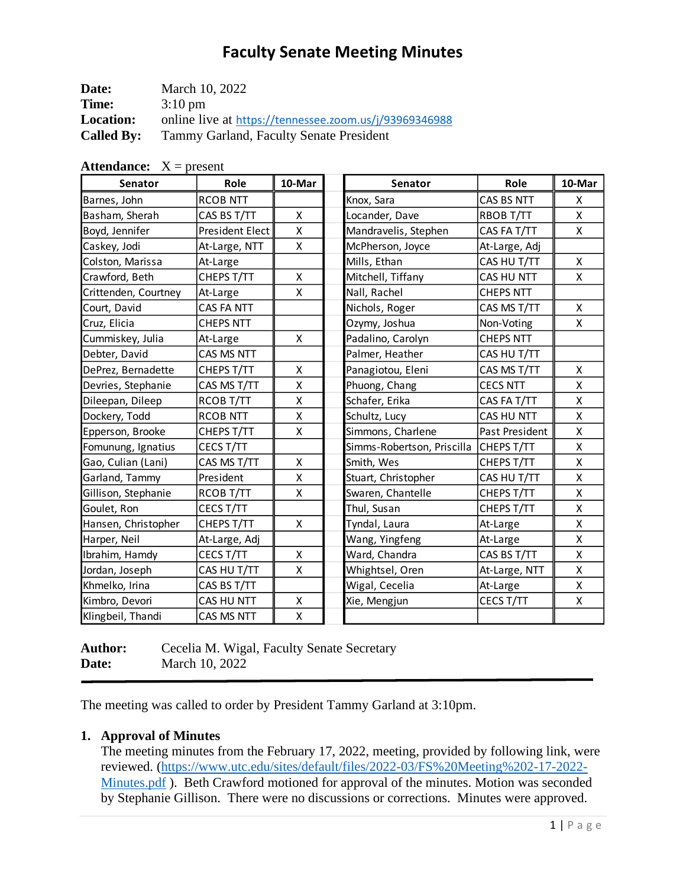# Faculty Senate Meeting Minutes

**Date:** March 10, 2022
**Time:** 3:10 pm
**Location:** online live at https://tennessee.zoom.us/j/93969346988
**Called By:** Tammy Garland, Faculty Senate President

**Attendance:** X = present

| Senator | Role | 10-Mar | Senator | Role | 10-Mar |
|---|---|---|---|---|---|
| Barnes, John | RCOB NTT | | Knox, Sara | CAS BS NTT | X |
| Basham, Sherah | CAS BS T/TT | X | Locander, Dave | RBOB T/TT | X |
| Boyd, Jennifer | President Elect | X | Mandravelis, Stephen | CAS FA T/TT | X |
| Caskey, Jodi | At-Large, NTT | X | McPherson, Joyce | At-Large, Adj | |
| Colston, Marissa | At-Large | | Mills, Ethan | CAS HU T/TT | X |
| Crawford, Beth | CHEPS T/TT | X | Mitchell, Tiffany | CAS HU NTT | X |
| Crittenden, Courtney | At-Large | X | Nall, Rachel | CHEPS NTT | |
| Court, David | CAS FA NTT | | Nichols, Roger | CAS MS T/TT | X |
| Cruz, Elicia | CHEPS NTT | | Ozymy, Joshua | Non-Voting | X |
| Cummiskey, Julia | At-Large | X | Padalino, Carolyn | CHEPS NTT | |
| Debter, David | CAS MS NTT | | Palmer, Heather | CAS HU T/TT | |
| DePrez, Bernadette | CHEPS T/TT | X | Panagiotou, Eleni | CAS MS T/TT | X |
| Devries, Stephanie | CAS MS T/TT | X | Phuong, Chang | CECS NTT | X |
| Dileepan, Dileep | RCOB T/TT | X | Schafer, Erika | CAS FA T/TT | X |
| Dockery, Todd | RCOB NTT | X | Schultz, Lucy | CAS HU NTT | X |
| Epperson, Brooke | CHEPS T/TT | X | Simmons, Charlene | Past President | X |
| Fomunung, Ignatius | CECS T/TT | | Simms-Robertson, Priscilla | CHEPS T/TT | X |
| Gao, Culian (Lani) | CAS MS T/TT | X | Smith, Wes | CHEPS T/TT | X |
| Garland, Tammy | President | X | Stuart, Christopher | CAS HU T/TT | X |
| Gillison, Stephanie | RCOB T/TT | X | Swaren, Chantelle | CHEPS T/TT | X |
| Goulet, Ron | CECS T/TT | | Thul, Susan | CHEPS T/TT | X |
| Hansen, Christopher | CHEPS T/TT | X | Tyndal, Laura | At-Large | X |
| Harper, Neil | At-Large, Adj | | Wang, Yingfeng | At-Large | X |
| Ibrahim, Hamdy | CECS T/TT | X | Ward, Chandra | CAS BS T/TT | X |
| Jordan, Joseph | CAS HU T/TT | X | Whightsel, Oren | At-Large, NTT | X |
| Khmelko, Irina | CAS BS T/TT | | Wigal, Cecelia | At-Large | X |
| Kimbro, Devori | CAS HU NTT | X | Xie, Mengjun | CECS T/TT | X |
| Klingbeil, Thandi | CAS MS NTT | X | | | |

**Author:** Cecelia M. Wigal, Faculty Senate Secretary
**Date:** March 10, 2022

---

The meeting was called to order by President Tammy Garland at 3:10pm.

1. **Approval of Minutes**
   The meeting minutes from the February 17, 2022, meeting, provided by following link, were reviewed. (https://www.utc.edu/sites/default/files/2022-03/FS%20Meeting%202-17-2022-Minutes.pdf ). Beth Crawford motioned for approval of the minutes. Motion was seconded by Stephanie Gillison. There were no discussions or corrections. Minutes were approved.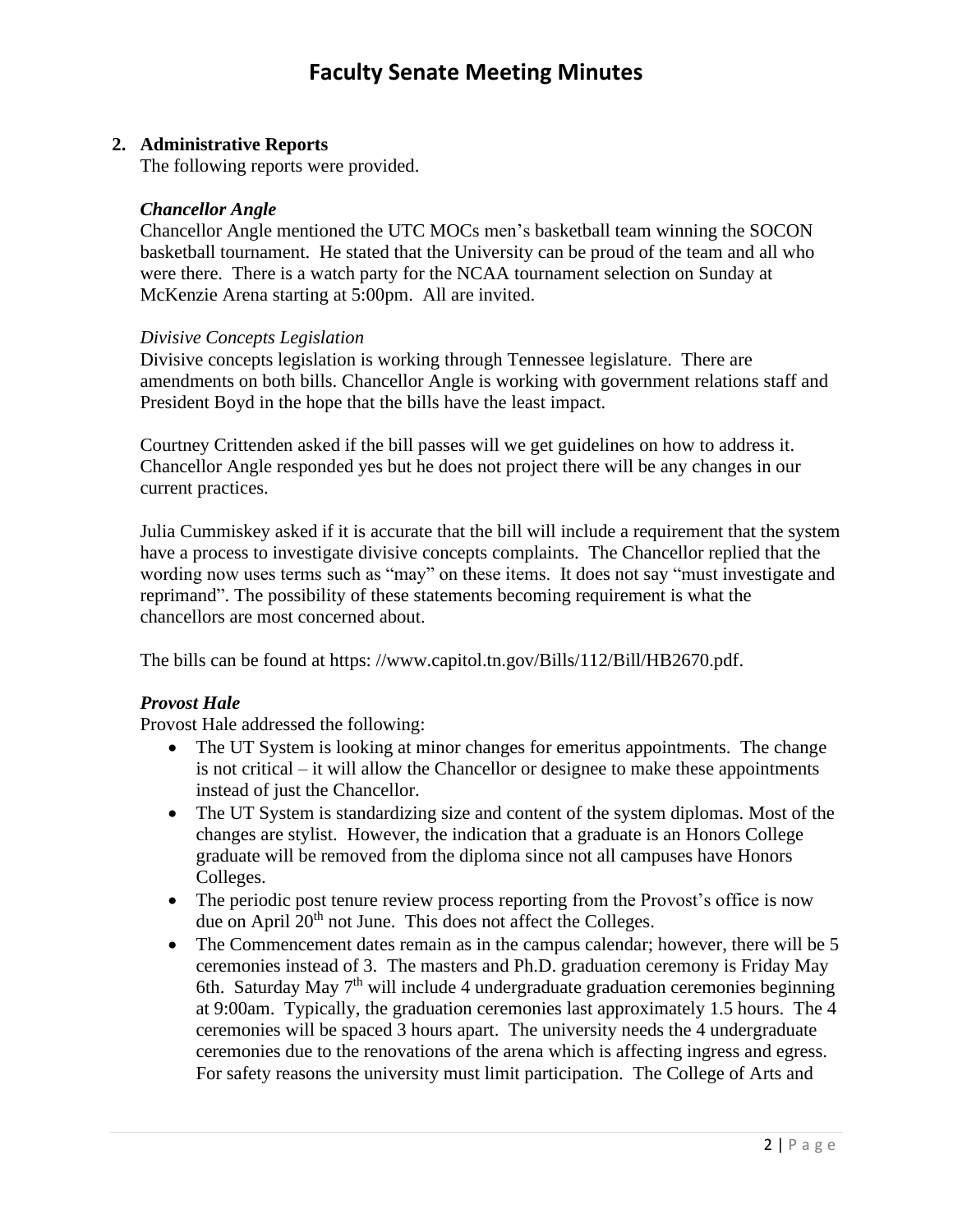## 2. Administrative Reports

The following reports were provided.

### *Chancellor Angle*

Chancellor Angle mentioned the UTC MOCs men's basketball team winning the SOCON basketball tournament. He stated that the University can be proud of the team and all who were there. There is a watch party for the NCAA tournament selection on Sunday at McKenzie Arena starting at 5:00pm. All are invited.

*Divisive Concepts Legislation*

Divisive concepts legislation is working through Tennessee legislature. There are amendments on both bills. Chancellor Angle is working with government relations staff and President Boyd in the hope that the bills have the least impact.

Courtney Crittenden asked if the bill passes will we get guidelines on how to address it. Chancellor Angle responded yes but he does not project there will be any changes in our current practices.

Julia Cummiskey asked if it is accurate that the bill will include a requirement that the system have a process to investigate divisive concepts complaints. The Chancellor replied that the wording now uses terms such as "may" on these items. It does not say "must investigate and reprimand". The possibility of these statements becoming requirement is what the chancellors are most concerned about.

The bills can be found at https: //www.capitol.tn.gov/Bills/112/Bill/HB2670.pdf.

### *Provost Hale*

Provost Hale addressed the following:

- The UT System is looking at minor changes for emeritus appointments. The change is not critical – it will allow the Chancellor or designee to make these appointments instead of just the Chancellor.
- The UT System is standardizing size and content of the system diplomas. Most of the changes are stylist. However, the indication that a graduate is an Honors College graduate will be removed from the diploma since not all campuses have Honors Colleges.
- The periodic post tenure review process reporting from the Provost's office is now due on April 20th not June. This does not affect the Colleges.
- The Commencement dates remain as in the campus calendar; however, there will be 5 ceremonies instead of 3. The masters and Ph.D. graduation ceremony is Friday May 6th. Saturday May 7th will include 4 undergraduate graduation ceremonies beginning at 9:00am. Typically, the graduation ceremonies last approximately 1.5 hours. The 4 ceremonies will be spaced 3 hours apart. The university needs the 4 undergraduate ceremonies due to the renovations of the arena which is affecting ingress and egress. For safety reasons the university must limit participation. The College of Arts and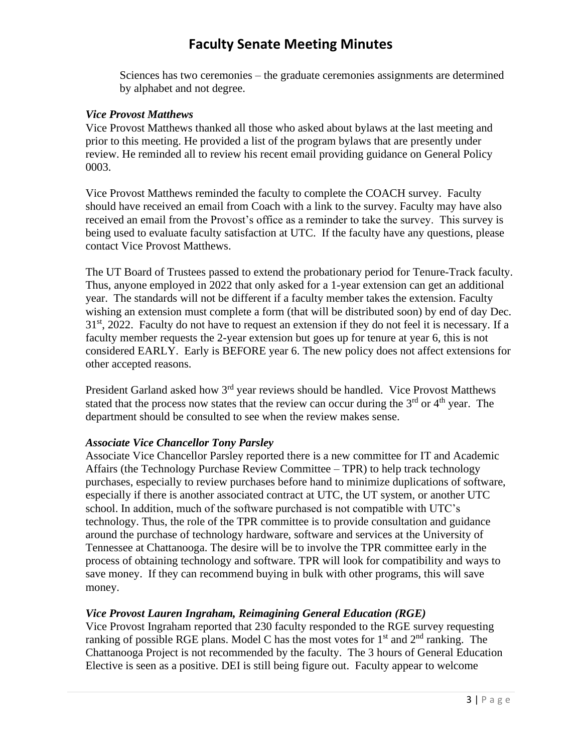Sciences has two ceremonies – the graduate ceremonies assignments are determined by alphabet and not degree.

***Vice Provost Matthews***

Vice Provost Matthews thanked all those who asked about bylaws at the last meeting and prior to this meeting. He provided a list of the program bylaws that are presently under review. He reminded all to review his recent email providing guidance on General Policy 0003.

Vice Provost Matthews reminded the faculty to complete the COACH survey. Faculty should have received an email from Coach with a link to the survey. Faculty may have also received an email from the Provost's office as a reminder to take the survey. This survey is being used to evaluate faculty satisfaction at UTC. If the faculty have any questions, please contact Vice Provost Matthews.

The UT Board of Trustees passed to extend the probationary period for Tenure-Track faculty. Thus, anyone employed in 2022 that only asked for a 1-year extension can get an additional year. The standards will not be different if a faculty member takes the extension. Faculty wishing an extension must complete a form (that will be distributed soon) by end of day Dec. 31st, 2022. Faculty do not have to request an extension if they do not feel it is necessary. If a faculty member requests the 2-year extension but goes up for tenure at year 6, this is not considered EARLY. Early is BEFORE year 6. The new policy does not affect extensions for other accepted reasons.

President Garland asked how 3rd year reviews should be handled. Vice Provost Matthews stated that the process now states that the review can occur during the 3rd or 4th year. The department should be consulted to see when the review makes sense.

***Associate Vice Chancellor Tony Parsley***

Associate Vice Chancellor Parsley reported there is a new committee for IT and Academic Affairs (the Technology Purchase Review Committee – TPR) to help track technology purchases, especially to review purchases before hand to minimize duplications of software, especially if there is another associated contract at UTC, the UT system, or another UTC school. In addition, much of the software purchased is not compatible with UTC's technology. Thus, the role of the TPR committee is to provide consultation and guidance around the purchase of technology hardware, software and services at the University of Tennessee at Chattanooga. The desire will be to involve the TPR committee early in the process of obtaining technology and software. TPR will look for compatibility and ways to save money. If they can recommend buying in bulk with other programs, this will save money.

***Vice Provost Lauren Ingraham, Reimagining General Education (RGE)***

Vice Provost Ingraham reported that 230 faculty responded to the RGE survey requesting ranking of possible RGE plans. Model C has the most votes for 1st and 2nd ranking. The Chattanooga Project is not recommended by the faculty. The 3 hours of General Education Elective is seen as a positive. DEI is still being figure out. Faculty appear to welcome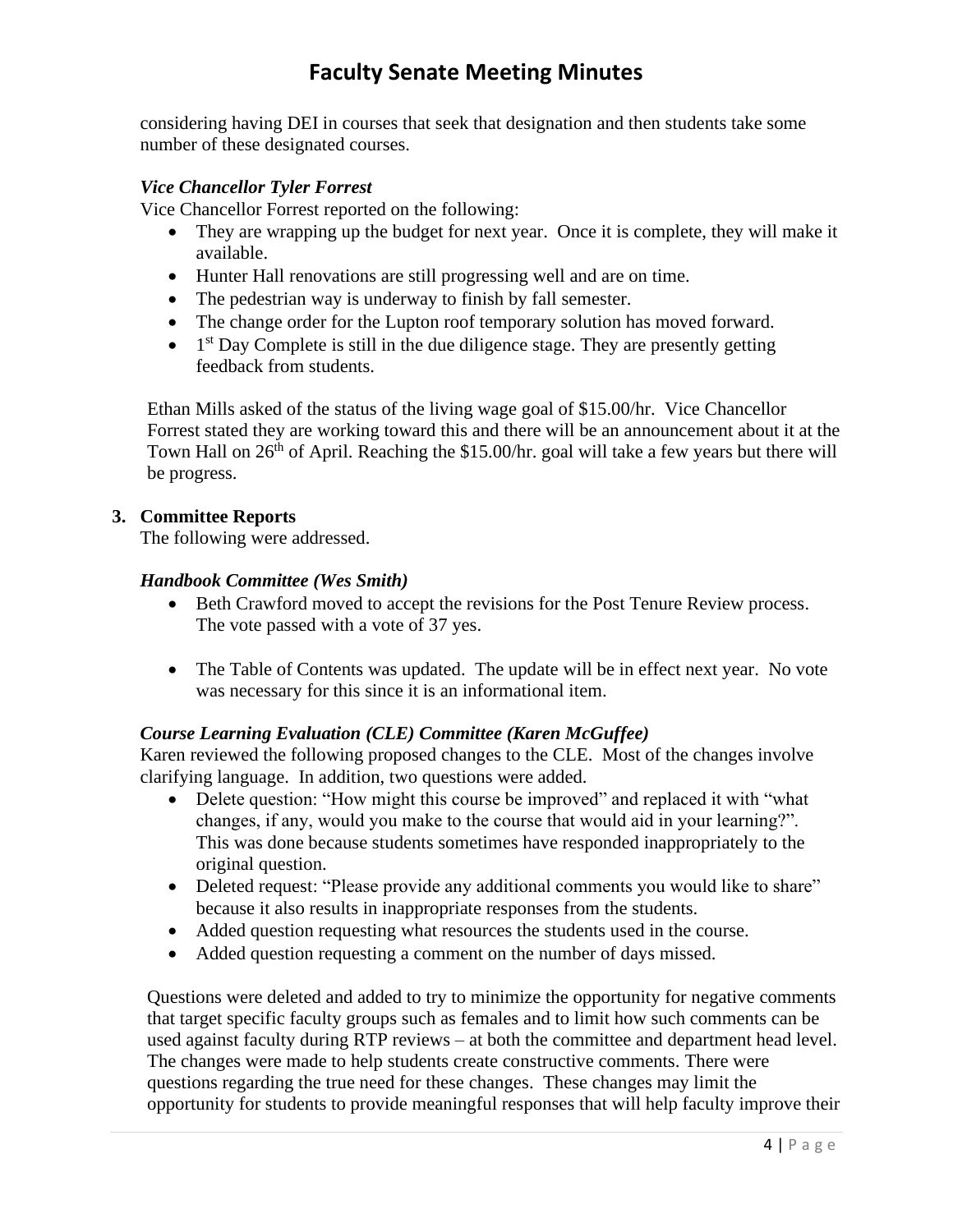considering having DEI in courses that seek that designation and then students take some number of these designated courses.

***Vice Chancellor Tyler Forrest***

Vice Chancellor Forrest reported on the following:

- They are wrapping up the budget for next year. Once it is complete, they will make it available.
- Hunter Hall renovations are still progressing well and are on time.
- The pedestrian way is underway to finish by fall semester.
- The change order for the Lupton roof temporary solution has moved forward.
- 1st Day Complete is still in the due diligence stage. They are presently getting feedback from students.

Ethan Mills asked of the status of the living wage goal of $15.00/hr. Vice Chancellor Forrest stated they are working toward this and there will be an announcement about it at the Town Hall on 26th of April. Reaching the $15.00/hr. goal will take a few years but there will be progress.

**3. Committee Reports**

The following were addressed.

***Handbook Committee (Wes Smith)***

- Beth Crawford moved to accept the revisions for the Post Tenure Review process. The vote passed with a vote of 37 yes.

- The Table of Contents was updated. The update will be in effect next year. No vote was necessary for this since it is an informational item.

***Course Learning Evaluation (CLE) Committee (Karen McGuffee)***

Karen reviewed the following proposed changes to the CLE. Most of the changes involve clarifying language. In addition, two questions were added.

- Delete question: "How might this course be improved" and replaced it with "what changes, if any, would you make to the course that would aid in your learning?". This was done because students sometimes have responded inappropriately to the original question.
- Deleted request: "Please provide any additional comments you would like to share" because it also results in inappropriate responses from the students.
- Added question requesting what resources the students used in the course.
- Added question requesting a comment on the number of days missed.

Questions were deleted and added to try to minimize the opportunity for negative comments that target specific faculty groups such as females and to limit how such comments can be used against faculty during RTP reviews – at both the committee and department head level. The changes were made to help students create constructive comments. There were questions regarding the true need for these changes. These changes may limit the opportunity for students to provide meaningful responses that will help faculty improve their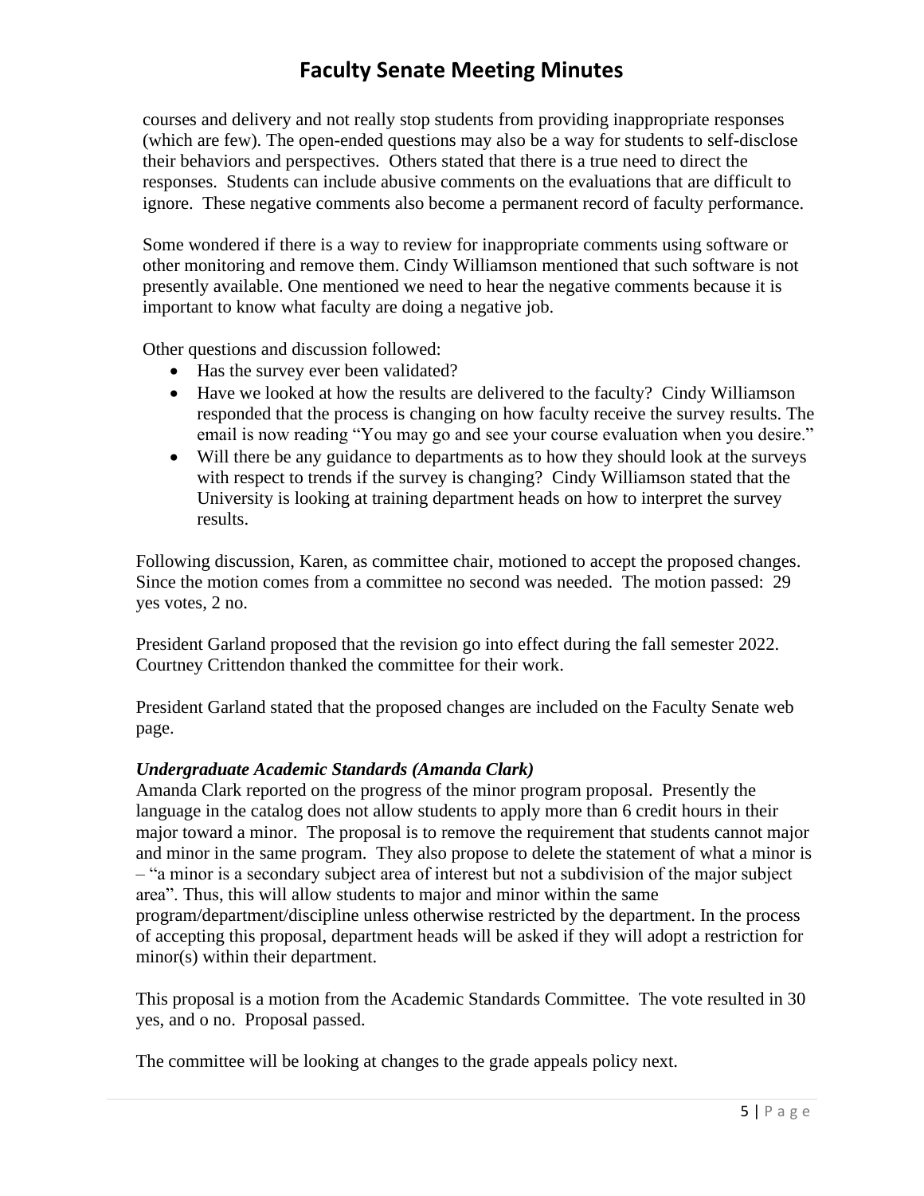courses and delivery and not really stop students from providing inappropriate responses (which are few). The open-ended questions may also be a way for students to self-disclose their behaviors and perspectives. Others stated that there is a true need to direct the responses. Students can include abusive comments on the evaluations that are difficult to ignore. These negative comments also become a permanent record of faculty performance.

Some wondered if there is a way to review for inappropriate comments using software or other monitoring and remove them. Cindy Williamson mentioned that such software is not presently available. One mentioned we need to hear the negative comments because it is important to know what faculty are doing a negative job.

Other questions and discussion followed:

- Has the survey ever been validated?
- Have we looked at how the results are delivered to the faculty? Cindy Williamson responded that the process is changing on how faculty receive the survey results. The email is now reading "You may go and see your course evaluation when you desire."
- Will there be any guidance to departments as to how they should look at the surveys with respect to trends if the survey is changing? Cindy Williamson stated that the University is looking at training department heads on how to interpret the survey results.

Following discussion, Karen, as committee chair, motioned to accept the proposed changes. Since the motion comes from a committee no second was needed. The motion passed: 29 yes votes, 2 no.

President Garland proposed that the revision go into effect during the fall semester 2022. Courtney Crittendon thanked the committee for their work.

President Garland stated that the proposed changes are included on the Faculty Senate web page.

***Undergraduate Academic Standards (Amanda Clark)***

Amanda Clark reported on the progress of the minor program proposal. Presently the language in the catalog does not allow students to apply more than 6 credit hours in their major toward a minor. The proposal is to remove the requirement that students cannot major and minor in the same program. They also propose to delete the statement of what a minor is – "a minor is a secondary subject area of interest but not a subdivision of the major subject area". Thus, this will allow students to major and minor within the same program/department/discipline unless otherwise restricted by the department. In the process of accepting this proposal, department heads will be asked if they will adopt a restriction for minor(s) within their department.

This proposal is a motion from the Academic Standards Committee. The vote resulted in 30 yes, and o no. Proposal passed.

The committee will be looking at changes to the grade appeals policy next.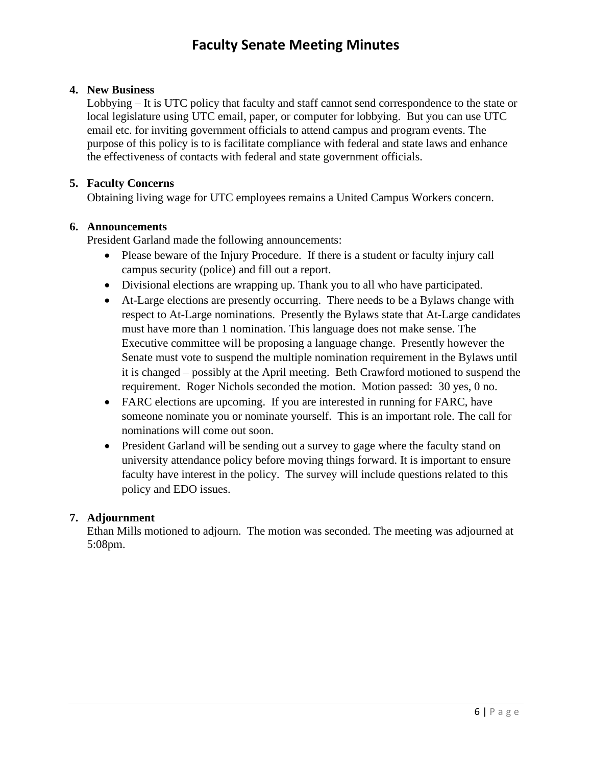# Faculty Senate Meeting Minutes

4. **New Business**

   Lobbying – It is UTC policy that faculty and staff cannot send correspondence to the state or local legislature using UTC email, paper, or computer for lobbying. But you can use UTC email etc. for inviting government officials to attend campus and program events. The purpose of this policy is to is facilitate compliance with federal and state laws and enhance the effectiveness of contacts with federal and state government officials.

5. **Faculty Concerns**

   Obtaining living wage for UTC employees remains a United Campus Workers concern.

6. **Announcements**

   President Garland made the following announcements:

   - Please beware of the Injury Procedure. If there is a student or faculty injury call campus security (police) and fill out a report.
   - Divisional elections are wrapping up. Thank you to all who have participated.
   - At-Large elections are presently occurring. There needs to be a Bylaws change with respect to At-Large nominations. Presently the Bylaws state that At-Large candidates must have more than 1 nomination. This language does not make sense. The Executive committee will be proposing a language change. Presently however the Senate must vote to suspend the multiple nomination requirement in the Bylaws until it is changed – possibly at the April meeting. Beth Crawford motioned to suspend the requirement. Roger Nichols seconded the motion. Motion passed: 30 yes, 0 no.
   - FARC elections are upcoming. If you are interested in running for FARC, have someone nominate you or nominate yourself. This is an important role. The call for nominations will come out soon.
   - President Garland will be sending out a survey to gage where the faculty stand on university attendance policy before moving things forward. It is important to ensure faculty have interest in the policy. The survey will include questions related to this policy and EDO issues.

7. **Adjournment**

   Ethan Mills motioned to adjourn. The motion was seconded. The meeting was adjourned at 5:08pm.